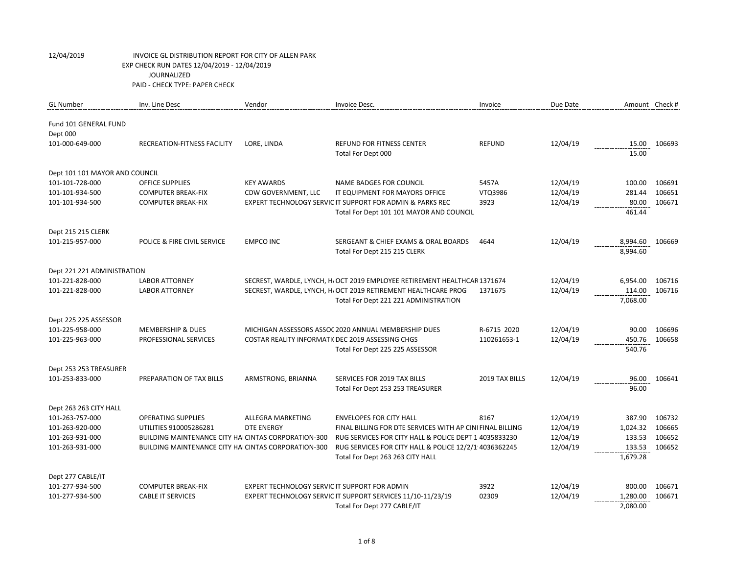12/04/2019 INVOICE GL DISTRIBUTION REPORT FOR CITY OF ALLEN PARK

EXP CHECK RUN DATES 12/04/2019 - 12/04/2019

JOURNALIZED

PAID - CHECK TYPE: PAPER CHECK

| GL Number | Inv. Line Desc | Vendor | Invoice Desc. | Invoice | Due Date | Amount | Check # |
|---|---|---|---|---|---|---|---|
| Fund 101 GENERAL FUND | | | | | | | |
| Dept 000 | | | | | | | |
| 101-000-649-000 | RECREATION-FITNESS FACILITY | LORE, LINDA | REFUND FOR FITNESS CENTER | REFUND | 12/04/19 | 15.00 | 106693 |
| | | | Total For Dept 000 | | | 15.00 | |
| Dept 101 101 MAYOR AND COUNCIL | | | | | | | |
| 101-101-728-000 | OFFICE SUPPLIES | KEY AWARDS | NAME BADGES FOR COUNCIL | 5457A | 12/04/19 | 100.00 | 106691 |
| 101-101-934-500 | COMPUTER BREAK-FIX | CDW GOVERNMENT, LLC | IT EQUIPMENT FOR MAYORS OFFICE | VTQ3986 | 12/04/19 | 281.44 | 106651 |
| 101-101-934-500 | COMPUTER BREAK-FIX | EXPERT TECHNOLOGY SERVIC | IT SUPPORT FOR ADMIN & PARKS REC | 3923 | 12/04/19 | 80.00 | 106671 |
| | | | Total For Dept 101 101 MAYOR AND COUNCIL | | | 461.44 | |
| Dept 215 215 CLERK | | | | | | | |
| 101-215-957-000 | POLICE & FIRE CIVIL SERVICE | EMPCO INC | SERGEANT & CHIEF EXAMS & ORAL BOARDS | 4644 | 12/04/19 | 8,994.60 | 106669 |
| | | | Total For Dept 215 215 CLERK | | | 8,994.60 | |
| Dept 221 221 ADMINISTRATION | | | | | | | |
| 101-221-828-000 | LABOR ATTORNEY | SECREST, WARDLE, LYNCH, H. | OCT 2019 EMPLOYEE RETIREMENT HEALTHCAR | 1371674 | 12/04/19 | 6,954.00 | 106716 |
| 101-221-828-000 | LABOR ATTORNEY | SECREST, WARDLE, LYNCH, H. | OCT 2019 RETIREMENT HEALTHCARE PROG | 1371675 | 12/04/19 | 114.00 | 106716 |
| | | | Total For Dept 221 221 ADMINISTRATION | | | 7,068.00 | |
| Dept 225 225 ASSESSOR | | | | | | | |
| 101-225-958-000 | MEMBERSHIP & DUES | MICHIGAN ASSESSORS ASSOC | 2020 ANNUAL MEMBERSHIP DUES | R-6715 2020 | 12/04/19 | 90.00 | 106696 |
| 101-225-963-000 | PROFESSIONAL SERVICES | COSTAR REALITY INFORMATI | DEC 2019 ASSESSING CHGS | 110261653-1 | 12/04/19 | 450.76 | 106658 |
| | | | Total For Dept 225 225 ASSESSOR | | | 540.76 | |
| Dept 253 253 TREASURER | | | | | | | |
| 101-253-833-000 | PREPARATION OF TAX BILLS | ARMSTRONG, BRIANNA | SERVICES FOR 2019 TAX BILLS | 2019 TAX BILLS | 12/04/19 | 96.00 | 106641 |
| | | | Total For Dept 253 253 TREASURER | | | 96.00 | |
| Dept 263 263 CITY HALL | | | | | | | |
| 101-263-757-000 | OPERATING SUPPLIES | ALLEGRA MARKETING | ENVELOPES FOR CITY HALL | 8167 | 12/04/19 | 387.90 | 106732 |
| 101-263-920-000 | UTILITIES 910005286281 | DTE ENERGY | FINAL BILLING FOR DTE SERVICES WITH AP CINI | FINAL BILLING | 12/04/19 | 1,024.32 | 106665 |
| 101-263-931-000 | BUILDING MAINTENANCE CITY HAI | CINTAS CORPORATION-300 | RUG SERVICES FOR CITY HALL & POLICE DEPT 1 | 4035833230 | 12/04/19 | 133.53 | 106652 |
| 101-263-931-000 | BUILDING MAINTENANCE CITY HAI | CINTAS CORPORATION-300 | RUG SERVICES FOR CITY HALL & POLICE 12/2/1 | 4036362245 | 12/04/19 | 133.53 | 106652 |
| | | | Total For Dept 263 263 CITY HALL | | | 1,679.28 | |
| Dept 277 CABLE/IT | | | | | | | |
| 101-277-934-500 | COMPUTER BREAK-FIX | EXPERT TECHNOLOGY SERVIC | IT SUPPORT FOR ADMIN | 3922 | 12/04/19 | 800.00 | 106671 |
| 101-277-934-500 | CABLE IT SERVICES | EXPERT TECHNOLOGY SERVIC | IT SUPPORT SERVICES 11/10-11/23/19 | 02309 | 12/04/19 | 1,280.00 | 106671 |
| | | | Total For Dept 277 CABLE/IT | | | 2,080.00 | |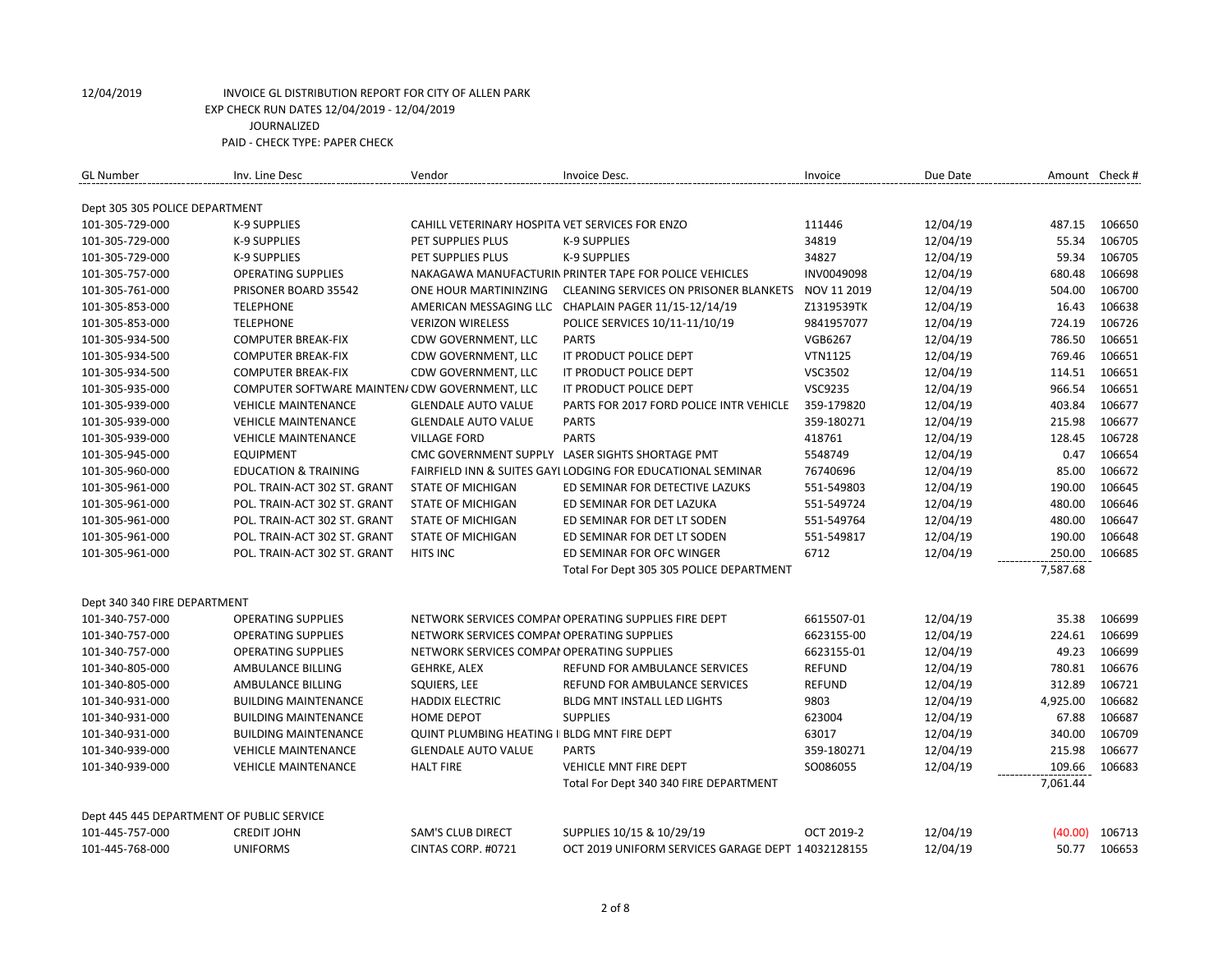12/04/2019 INVOICE GL DISTRIBUTION REPORT FOR CITY OF ALLEN PARK
EXP CHECK RUN DATES 12/04/2019 - 12/04/2019
JOURNALIZED
PAID - CHECK TYPE: PAPER CHECK

| GL Number | Inv. Line Desc | Vendor | Invoice Desc. | Invoice | Due Date | Amount | Check # |
|---|---|---|---|---|---|---|---|
| Dept 305 305 POLICE DEPARTMENT | | | | | | | |
| 101-305-729-000 | K-9 SUPPLIES | CAHILL VETERINARY HOSPITA | VET SERVICES FOR ENZO | 111446 | 12/04/19 | 487.15 | 106650 |
| 101-305-729-000 | K-9 SUPPLIES | PET SUPPLIES PLUS | K-9 SUPPLIES | 34819 | 12/04/19 | 55.34 | 106705 |
| 101-305-729-000 | K-9 SUPPLIES | PET SUPPLIES PLUS | K-9 SUPPLIES | 34827 | 12/04/19 | 59.34 | 106705 |
| 101-305-757-000 | OPERATING SUPPLIES | NAKAGAWA MANUFACTURIN | PRINTER TAPE FOR POLICE VEHICLES | INV0049098 | 12/04/19 | 680.48 | 106698 |
| 101-305-761-000 | PRISONER BOARD 35542 | ONE HOUR MARTININZING | CLEANING SERVICES ON PRISONER BLANKETS | NOV 11 2019 | 12/04/19 | 504.00 | 106700 |
| 101-305-853-000 | TELEPHONE | AMERICAN MESSAGING LLC | CHAPLAIN PAGER 11/15-12/14/19 | Z1319539TK | 12/04/19 | 16.43 | 106638 |
| 101-305-853-000 | TELEPHONE | VERIZON WIRELESS | POLICE SERVICES 10/11-11/10/19 | 9841957077 | 12/04/19 | 724.19 | 106726 |
| 101-305-934-500 | COMPUTER BREAK-FIX | CDW GOVERNMENT, LLC | PARTS | VGB6267 | 12/04/19 | 786.50 | 106651 |
| 101-305-934-500 | COMPUTER BREAK-FIX | CDW GOVERNMENT, LLC | IT PRODUCT POLICE DEPT | VTN1125 | 12/04/19 | 769.46 | 106651 |
| 101-305-934-500 | COMPUTER BREAK-FIX | CDW GOVERNMENT, LLC | IT PRODUCT POLICE DEPT | VSC3502 | 12/04/19 | 114.51 | 106651 |
| 101-305-935-000 | COMPUTER SOFTWARE MAINTEN/ | CDW GOVERNMENT, LLC | IT PRODUCT POLICE DEPT | VSC9235 | 12/04/19 | 966.54 | 106651 |
| 101-305-939-000 | VEHICLE MAINTENANCE | GLENDALE AUTO VALUE | PARTS FOR 2017 FORD POLICE INTR VEHICLE | 359-179820 | 12/04/19 | 403.84 | 106677 |
| 101-305-939-000 | VEHICLE MAINTENANCE | GLENDALE AUTO VALUE | PARTS | 359-180271 | 12/04/19 | 215.98 | 106677 |
| 101-305-939-000 | VEHICLE MAINTENANCE | VILLAGE FORD | PARTS | 418761 | 12/04/19 | 128.45 | 106728 |
| 101-305-945-000 | EQUIPMENT | CMC GOVERNMENT SUPPLY | LASER SIGHTS SHORTAGE PMT | 5548749 | 12/04/19 | 0.47 | 106654 |
| 101-305-960-000 | EDUCATION & TRAINING | FAIRFIELD INN & SUITES GAYL | LODGING FOR EDUCATIONAL SEMINAR | 76740696 | 12/04/19 | 85.00 | 106672 |
| 101-305-961-000 | POL. TRAIN-ACT 302 ST. GRANT | STATE OF MICHIGAN | ED SEMINAR FOR DETECTIVE LAZUKS | 551-549803 | 12/04/19 | 190.00 | 106645 |
| 101-305-961-000 | POL. TRAIN-ACT 302 ST. GRANT | STATE OF MICHIGAN | ED SEMINAR FOR DET LAZUKA | 551-549724 | 12/04/19 | 480.00 | 106646 |
| 101-305-961-000 | POL. TRAIN-ACT 302 ST. GRANT | STATE OF MICHIGAN | ED SEMINAR FOR DET LT SODEN | 551-549764 | 12/04/19 | 480.00 | 106647 |
| 101-305-961-000 | POL. TRAIN-ACT 302 ST. GRANT | STATE OF MICHIGAN | ED SEMINAR FOR DET LT SODEN | 551-549817 | 12/04/19 | 190.00 | 106648 |
| 101-305-961-000 | POL. TRAIN-ACT 302 ST. GRANT | HITS INC | ED SEMINAR FOR OFC WINGER | 6712 | 12/04/19 | 250.00 | 106685 |
| | | | Total For Dept 305 305 POLICE DEPARTMENT | | | 7,587.68 | |
| Dept 340 340 FIRE DEPARTMENT | | | | | | | |
| 101-340-757-000 | OPERATING SUPPLIES | NETWORK SERVICES COMPAI | OPERATING SUPPLIES FIRE DEPT | 6615507-01 | 12/04/19 | 35.38 | 106699 |
| 101-340-757-000 | OPERATING SUPPLIES | NETWORK SERVICES COMPAI | OPERATING SUPPLIES | 6623155-00 | 12/04/19 | 224.61 | 106699 |
| 101-340-757-000 | OPERATING SUPPLIES | NETWORK SERVICES COMPAI | OPERATING SUPPLIES | 6623155-01 | 12/04/19 | 49.23 | 106699 |
| 101-340-805-000 | AMBULANCE BILLING | GEHRKE, ALEX | REFUND FOR AMBULANCE SERVICES | REFUND | 12/04/19 | 780.81 | 106676 |
| 101-340-805-000 | AMBULANCE BILLING | SQUIERS, LEE | REFUND FOR AMBULANCE SERVICES | REFUND | 12/04/19 | 312.89 | 106721 |
| 101-340-931-000 | BUILDING MAINTENANCE | HADDIX ELECTRIC | BLDG MNT INSTALL LED LIGHTS | 9803 | 12/04/19 | 4,925.00 | 106682 |
| 101-340-931-000 | BUILDING MAINTENANCE | HOME DEPOT | SUPPLIES | 623004 | 12/04/19 | 67.88 | 106687 |
| 101-340-931-000 | BUILDING MAINTENANCE | QUINT PLUMBING HEATING I | BLDG MNT FIRE DEPT | 63017 | 12/04/19 | 340.00 | 106709 |
| 101-340-939-000 | VEHICLE MAINTENANCE | GLENDALE AUTO VALUE | PARTS | 359-180271 | 12/04/19 | 215.98 | 106677 |
| 101-340-939-000 | VEHICLE MAINTENANCE | HALT FIRE | VEHICLE MNT FIRE DEPT | SO086055 | 12/04/19 | 109.66 | 106683 |
| | | | Total For Dept 340 340 FIRE DEPARTMENT | | | 7,061.44 | |
| Dept 445 445 DEPARTMENT OF PUBLIC SERVICE | | | | | | | |
| 101-445-757-000 | CREDIT JOHN | SAM'S CLUB DIRECT | SUPPLIES 10/15 & 10/29/19 | OCT 2019-2 | 12/04/19 | (40.00) | 106713 |
| 101-445-768-000 | UNIFORMS | CINTAS CORP. #0721 | OCT 2019 UNIFORM SERVICES GARAGE DEPT 1 | 4032128155 | 12/04/19 | 50.77 | 106653 |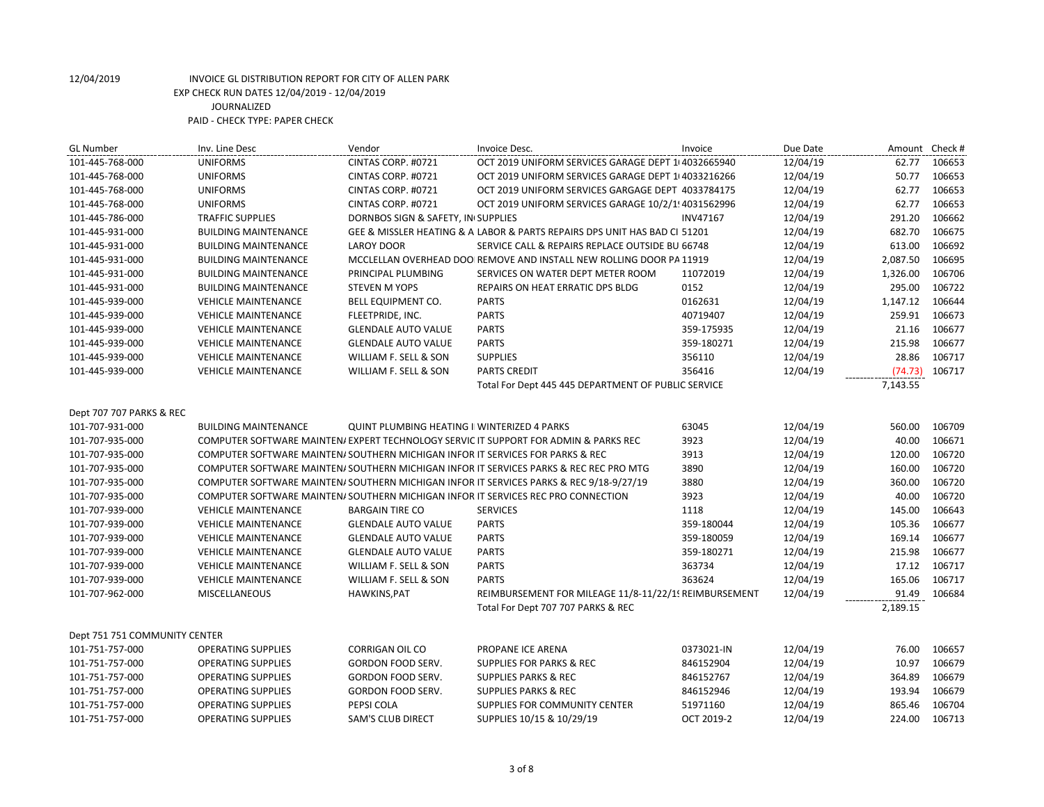12/04/2019 INVOICE GL DISTRIBUTION REPORT FOR CITY OF ALLEN PARK
EXP CHECK RUN DATES 12/04/2019 - 12/04/2019
JOURNALIZED
PAID - CHECK TYPE: PAPER CHECK

| GL Number | Inv. Line Desc | Vendor | Invoice Desc. | Invoice | Due Date | Amount | Check # |
|---|---|---|---|---|---|---|---|
| 101-445-768-000 | UNIFORMS | CINTAS CORP. #0721 | OCT 2019 UNIFORM SERVICES GARAGE DEPT 1( | 4032665940 | 12/04/19 | 62.77 | 106653 |
| 101-445-768-000 | UNIFORMS | CINTAS CORP. #0721 | OCT 2019 UNIFORM SERVICES GARAGE DEPT 1( | 4033216266 | 12/04/19 | 50.77 | 106653 |
| 101-445-768-000 | UNIFORMS | CINTAS CORP. #0721 | OCT 2019 UNIFORM SERVICES GARGAGE DEPT | 4033784175 | 12/04/19 | 62.77 | 106653 |
| 101-445-768-000 | UNIFORMS | CINTAS CORP. #0721 | OCT 2019 UNIFORM SERVICES GARAGE 10/2/1! | 4031562996 | 12/04/19 | 62.77 | 106653 |
| 101-445-786-000 | TRAFFIC SUPPLIES | DORNBOS SIGN & SAFETY, IN | SUPPLIES | INV47167 | 12/04/19 | 291.20 | 106662 |
| 101-445-931-000 | BUILDING MAINTENANCE | GEE & MISSLER HEATING & A | LABOR & PARTS REPAIRS DPS UNIT HAS BAD CI | 51201 | 12/04/19 | 682.70 | 106675 |
| 101-445-931-000 | BUILDING MAINTENANCE | LAROY DOOR | SERVICE CALL & REPAIRS REPLACE OUTSIDE BU | 66748 | 12/04/19 | 613.00 | 106692 |
| 101-445-931-000 | BUILDING MAINTENANCE | MCCLELLAN OVERHEAD DOO | REMOVE AND INSTALL NEW ROLLING DOOR PA | 11919 | 12/04/19 | 2,087.50 | 106695 |
| 101-445-931-000 | BUILDING MAINTENANCE | PRINCIPAL PLUMBING | SERVICES ON WATER DEPT METER ROOM | 11072019 | 12/04/19 | 1,326.00 | 106706 |
| 101-445-931-000 | BUILDING MAINTENANCE | STEVEN M YOPS | REPAIRS ON HEAT ERRATIC DPS BLDG | 0152 | 12/04/19 | 295.00 | 106722 |
| 101-445-939-000 | VEHICLE MAINTENANCE | BELL EQUIPMENT CO. | PARTS | 0162631 | 12/04/19 | 1,147.12 | 106644 |
| 101-445-939-000 | VEHICLE MAINTENANCE | FLEETPRIDE, INC. | PARTS | 40719407 | 12/04/19 | 259.91 | 106673 |
| 101-445-939-000 | VEHICLE MAINTENANCE | GLENDALE AUTO VALUE | PARTS | 359-175935 | 12/04/19 | 21.16 | 106677 |
| 101-445-939-000 | VEHICLE MAINTENANCE | GLENDALE AUTO VALUE | PARTS | 359-180271 | 12/04/19 | 215.98 | 106677 |
| 101-445-939-000 | VEHICLE MAINTENANCE | WILLIAM F. SELL & SON | SUPPLIES | 356110 | 12/04/19 | 28.86 | 106717 |
| 101-445-939-000 | VEHICLE MAINTENANCE | WILLIAM F. SELL & SON | PARTS CREDIT | 356416 | 12/04/19 | (74.73) | 106717 |
| | | | Total For Dept 445 445 DEPARTMENT OF PUBLIC SERVICE | | | 7,143.55 | |
| Dept 707 707 PARKS & REC | | | | | | | |
| 101-707-931-000 | BUILDING MAINTENANCE | QUINT PLUMBING HEATING I | WINTERIZED 4 PARKS | 63045 | 12/04/19 | 560.00 | 106709 |
| 101-707-935-000 | COMPUTER SOFTWARE MAINTEN/ | EXPERT TECHNOLOGY SERVIC | IT SUPPORT FOR ADMIN & PARKS REC | 3923 | 12/04/19 | 40.00 | 106671 |
| 101-707-935-000 | COMPUTER SOFTWARE MAINTEN/ | SOUTHERN MICHIGAN INFOR | IT SERVICES FOR PARKS & REC | 3913 | 12/04/19 | 120.00 | 106720 |
| 101-707-935-000 | COMPUTER SOFTWARE MAINTEN/ | SOUTHERN MICHIGAN INFOR | IT SERVICES PARKS & REC REC PRO MTG | 3890 | 12/04/19 | 160.00 | 106720 |
| 101-707-935-000 | COMPUTER SOFTWARE MAINTEN/ | SOUTHERN MICHIGAN INFOR | IT SERVICES PARKS & REC 9/18-9/27/19 | 3880 | 12/04/19 | 360.00 | 106720 |
| 101-707-935-000 | COMPUTER SOFTWARE MAINTEN/ | SOUTHERN MICHIGAN INFOR | IT SERVICES REC PRO CONNECTION | 3923 | 12/04/19 | 40.00 | 106720 |
| 101-707-939-000 | VEHICLE MAINTENANCE | BARGAIN TIRE CO | SERVICES | 1118 | 12/04/19 | 145.00 | 106643 |
| 101-707-939-000 | VEHICLE MAINTENANCE | GLENDALE AUTO VALUE | PARTS | 359-180044 | 12/04/19 | 105.36 | 106677 |
| 101-707-939-000 | VEHICLE MAINTENANCE | GLENDALE AUTO VALUE | PARTS | 359-180059 | 12/04/19 | 169.14 | 106677 |
| 101-707-939-000 | VEHICLE MAINTENANCE | GLENDALE AUTO VALUE | PARTS | 359-180271 | 12/04/19 | 215.98 | 106677 |
| 101-707-939-000 | VEHICLE MAINTENANCE | WILLIAM F. SELL & SON | PARTS | 363734 | 12/04/19 | 17.12 | 106717 |
| 101-707-939-000 | VEHICLE MAINTENANCE | WILLIAM F. SELL & SON | PARTS | 363624 | 12/04/19 | 165.06 | 106717 |
| 101-707-962-000 | MISCELLANEOUS | HAWKINS,PAT | REIMBURSEMENT FOR MILEAGE 11/8-11/22/1! | REIMBURSEMENT | 12/04/19 | 91.49 | 106684 |
| | | | Total For Dept 707 707 PARKS & REC | | | 2,189.15 | |
| Dept 751 751 COMMUNITY CENTER | | | | | | | |
| 101-751-757-000 | OPERATING SUPPLIES | CORRIGAN OIL CO | PROPANE ICE ARENA | 0373021-IN | 12/04/19 | 76.00 | 106657 |
| 101-751-757-000 | OPERATING SUPPLIES | GORDON FOOD SERV. | SUPPLIES FOR PARKS & REC | 846152904 | 12/04/19 | 10.97 | 106679 |
| 101-751-757-000 | OPERATING SUPPLIES | GORDON FOOD SERV. | SUPPLIES PARKS & REC | 846152767 | 12/04/19 | 364.89 | 106679 |
| 101-751-757-000 | OPERATING SUPPLIES | GORDON FOOD SERV. | SUPPLIES PARKS & REC | 846152946 | 12/04/19 | 193.94 | 106679 |
| 101-751-757-000 | OPERATING SUPPLIES | PEPSI COLA | SUPPLIES FOR COMMUNITY CENTER | 51971160 | 12/04/19 | 865.46 | 106704 |
| 101-751-757-000 | OPERATING SUPPLIES | SAM'S CLUB DIRECT | SUPPLIES 10/15 & 10/29/19 | OCT 2019-2 | 12/04/19 | 224.00 | 106713 |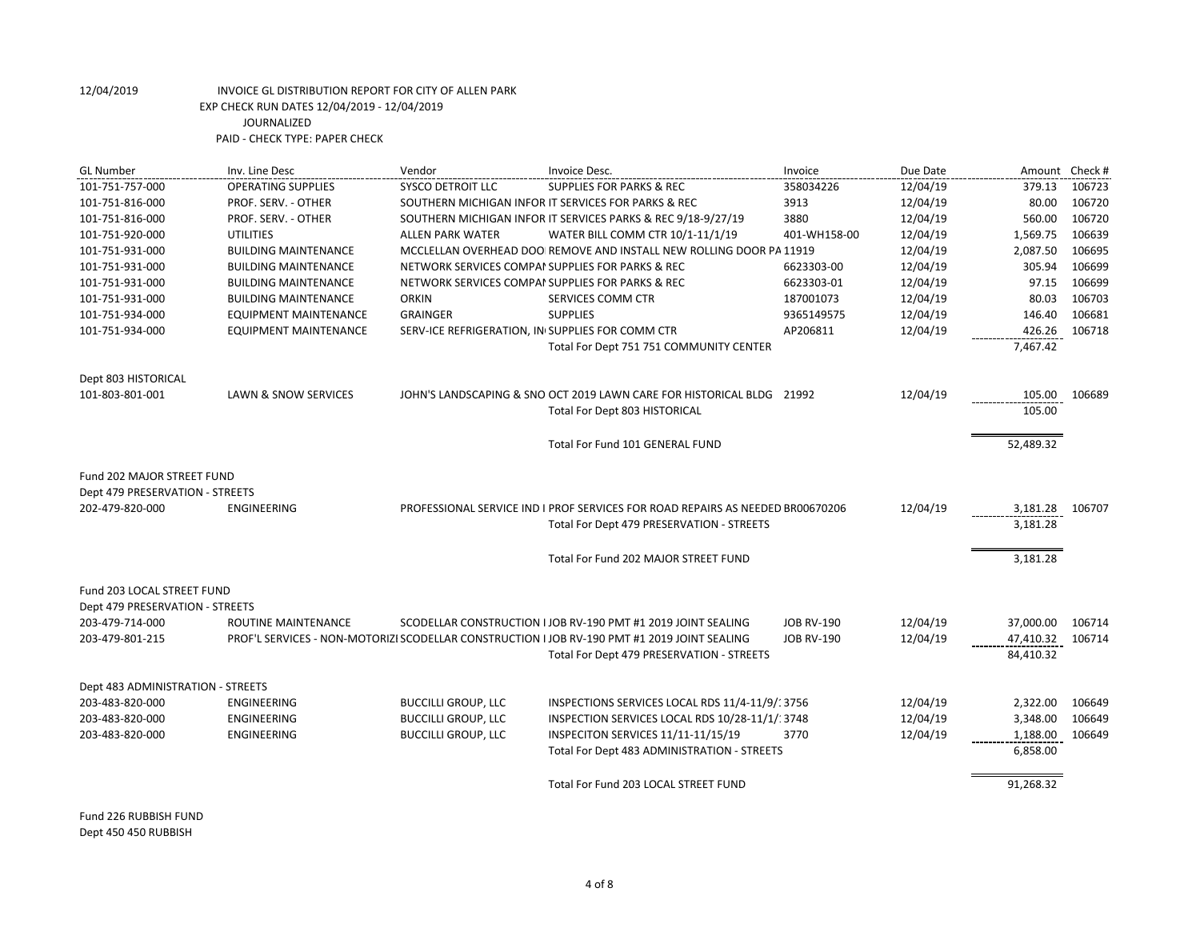12/04/2019 INVOICE GL DISTRIBUTION REPORT FOR CITY OF ALLEN PARK
EXP CHECK RUN DATES 12/04/2019 - 12/04/2019
JOURNALIZED
PAID - CHECK TYPE: PAPER CHECK

| GL Number | Inv. Line Desc | Vendor | Invoice Desc. | Invoice | Due Date | Amount | Check # |
|---|---|---|---|---|---|---|---|
| 101-751-757-000 | OPERATING SUPPLIES | SYSCO DETROIT LLC | SUPPLIES FOR PARKS & REC | 358034226 | 12/04/19 | 379.13 | 106723 |
| 101-751-816-000 | PROF. SERV. - OTHER | SOUTHERN MICHIGAN INFOR | IT SERVICES FOR PARKS & REC | 3913 | 12/04/19 | 80.00 | 106720 |
| 101-751-816-000 | PROF. SERV. - OTHER | SOUTHERN MICHIGAN INFOR | IT SERVICES PARKS & REC 9/18-9/27/19 | 3880 | 12/04/19 | 560.00 | 106720 |
| 101-751-920-000 | UTILITIES | ALLEN PARK WATER | WATER BILL COMM CTR 10/1-11/1/19 | 401-WH158-00 | 12/04/19 | 1,569.75 | 106639 |
| 101-751-931-000 | BUILDING MAINTENANCE | MCCLELLAN OVERHEAD DOO | REMOVE AND INSTALL NEW ROLLING DOOR PA | 11919 | 12/04/19 | 2,087.50 | 106695 |
| 101-751-931-000 | BUILDING MAINTENANCE | NETWORK SERVICES COMPAI | SUPPLIES FOR PARKS & REC | 6623303-00 | 12/04/19 | 305.94 | 106699 |
| 101-751-931-000 | BUILDING MAINTENANCE | NETWORK SERVICES COMPAI | SUPPLIES FOR PARKS & REC | 6623303-01 | 12/04/19 | 97.15 | 106699 |
| 101-751-931-000 | BUILDING MAINTENANCE | ORKIN | SERVICES COMM CTR | 187001073 | 12/04/19 | 80.03 | 106703 |
| 101-751-934-000 | EQUIPMENT MAINTENANCE | GRAINGER | SUPPLIES | 9365149575 | 12/04/19 | 146.40 | 106681 |
| 101-751-934-000 | EQUIPMENT MAINTENANCE | SERV-ICE REFRIGERATION, IN | SUPPLIES FOR COMM CTR | AP206811 | 12/04/19 | 426.26 | 106718 |
| | | | Total For Dept 751 751 COMMUNITY CENTER | | | 7,467.42 | |
| Dept 803 HISTORICAL | | | | | | | |
| 101-803-801-001 | LAWN & SNOW SERVICES | JOHN'S LANDSCAPING & SNO | OCT 2019 LAWN CARE FOR HISTORICAL BLDG | 21992 | 12/04/19 | 105.00 | 106689 |
| | | | Total For Dept 803 HISTORICAL | | | 105.00 | |
| | | | Total For Fund 101 GENERAL FUND | | | 52,489.32 | |
| Fund 202 MAJOR STREET FUND | | | | | | | |
| Dept 479 PRESERVATION - STREETS | | | | | | | |
| 202-479-820-000 | ENGINEERING | PROFESSIONAL SERVICE IND I | PROF SERVICES FOR ROAD REPAIRS AS NEEDED | BR00670206 | 12/04/19 | 3,181.28 | 106707 |
| | | | Total For Dept 479 PRESERVATION - STREETS | | | 3,181.28 | |
| | | | Total For Fund 202 MAJOR STREET FUND | | | 3,181.28 | |
| Fund 203 LOCAL STREET FUND | | | | | | | |
| Dept 479 PRESERVATION - STREETS | | | | | | | |
| 203-479-714-000 | ROUTINE MAINTENANCE | SCODELLAR CONSTRUCTION I | JOB RV-190 PMT #1 2019 JOINT SEALING | JOB RV-190 | 12/04/19 | 37,000.00 | 106714 |
| 203-479-801-215 | PROF'L SERVICES - NON-MOTORIZI | SCODELLAR CONSTRUCTION I | JOB RV-190 PMT #1 2019 JOINT SEALING | JOB RV-190 | 12/04/19 | 47,410.32 | 106714 |
| | | | Total For Dept 479 PRESERVATION - STREETS | | | 84,410.32 | |
| Dept 483 ADMINISTRATION - STREETS | | | | | | | |
| 203-483-820-000 | ENGINEERING | BUCCILLI GROUP, LLC | INSPECTIONS SERVICES LOCAL RDS 11/4-11/9/ | 3756 | 12/04/19 | 2,322.00 | 106649 |
| 203-483-820-000 | ENGINEERING | BUCCILLI GROUP, LLC | INSPECTION SERVICES LOCAL RDS 10/28-11/1/ | 3748 | 12/04/19 | 3,348.00 | 106649 |
| 203-483-820-000 | ENGINEERING | BUCCILLI GROUP, LLC | INSPECITON SERVICES 11/11-11/15/19 | 3770 | 12/04/19 | 1,188.00 | 106649 |
| | | | Total For Dept 483 ADMINISTRATION - STREETS | | | 6,858.00 | |
| | | | Total For Fund 203 LOCAL STREET FUND | | | 91,268.32 | |
| Fund 226 RUBBISH FUND | | | | | | | |
| Dept 450 450 RUBBISH | | | | | | | |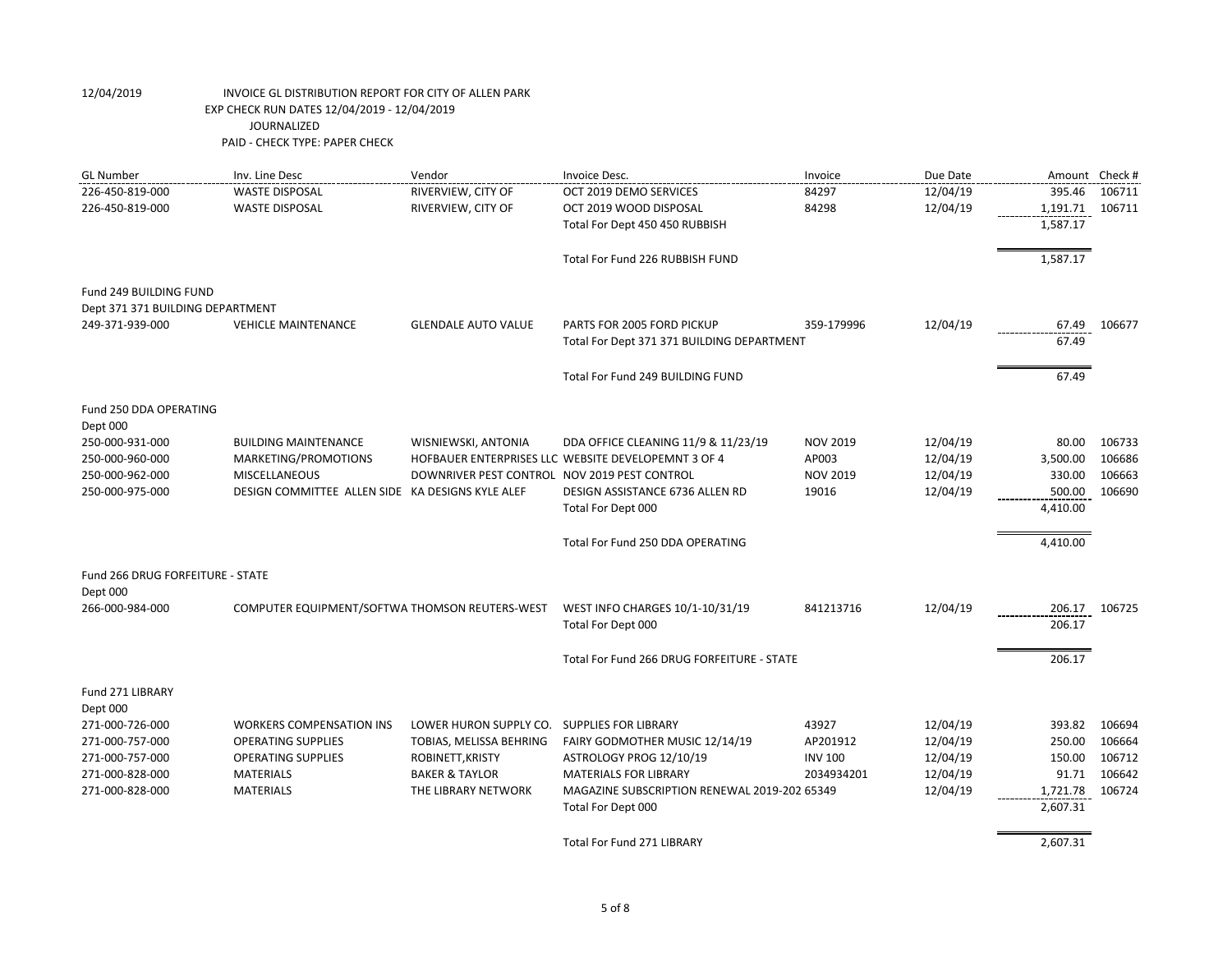12/04/2019 INVOICE GL DISTRIBUTION REPORT FOR CITY OF ALLEN PARK
EXP CHECK RUN DATES 12/04/2019 - 12/04/2019
JOURNALIZED
PAID - CHECK TYPE: PAPER CHECK

| GL Number | Inv. Line Desc | Vendor | Invoice Desc. | Invoice | Due Date | Amount | Check # |
|---|---|---|---|---|---|---|---|
| 226-450-819-000 | WASTE DISPOSAL | RIVERVIEW, CITY OF | OCT 2019 DEMO SERVICES | 84297 | 12/04/19 | 395.46 | 106711 |
| 226-450-819-000 | WASTE DISPOSAL | RIVERVIEW, CITY OF | OCT 2019 WOOD DISPOSAL | 84298 | 12/04/19 | 1,191.71 | 106711 |
| | | | Total For Dept 450 450 RUBBISH | | | 1,587.17 | |
| | | | Total For Fund 226 RUBBISH FUND | | | 1,587.17 | |
| Fund 249 BUILDING FUND | | | | | | | |
| Dept 371 371 BUILDING DEPARTMENT | | | | | | | |
| 249-371-939-000 | VEHICLE MAINTENANCE | GLENDALE AUTO VALUE | PARTS FOR 2005 FORD PICKUP | 359-179996 | 12/04/19 | 67.49 | 106677 |
| | | | Total For Dept 371 371 BUILDING DEPARTMENT | | | 67.49 | |
| | | | Total For Fund 249 BUILDING FUND | | | 67.49 | |
| Fund 250 DDA OPERATING | | | | | | | |
| Dept 000 | | | | | | | |
| 250-000-931-000 | BUILDING MAINTENANCE | WISNIEWSKI, ANTONIA | DDA OFFICE CLEANING 11/9 & 11/23/19 | NOV 2019 | 12/04/19 | 80.00 | 106733 |
| 250-000-960-000 | MARKETING/PROMOTIONS | HOFBAUER ENTERPRISES LLC | WEBSITE DEVELOPEMNT 3 OF 4 | AP003 | 12/04/19 | 3,500.00 | 106686 |
| 250-000-962-000 | MISCELLANEOUS | DOWNRIVER PEST CONTROL | NOV 2019 PEST CONTROL | NOV 2019 | 12/04/19 | 330.00 | 106663 |
| 250-000-975-000 | DESIGN COMMITTEE ALLEN SIDE | KA DESIGNS KYLE ALEF | DESIGN ASSISTANCE 6736 ALLEN RD | 19016 | 12/04/19 | 500.00 | 106690 |
| | | | Total For Dept 000 | | | 4,410.00 | |
| | | | Total For Fund 250 DDA OPERATING | | | 4,410.00 | |
| Fund 266 DRUG FORFEITURE - STATE | | | | | | | |
| Dept 000 | | | | | | | |
| 266-000-984-000 | COMPUTER EQUIPMENT/SOFTWA | THOMSON REUTERS-WEST | WEST INFO CHARGES 10/1-10/31/19 | 841213716 | 12/04/19 | 206.17 | 106725 |
| | | | Total For Dept 000 | | | 206.17 | |
| | | | Total For Fund 266 DRUG FORFEITURE - STATE | | | 206.17 | |
| Fund 271 LIBRARY | | | | | | | |
| Dept 000 | | | | | | | |
| 271-000-726-000 | WORKERS COMPENSATION INS | LOWER HURON SUPPLY CO. | SUPPLIES FOR LIBRARY | 43927 | 12/04/19 | 393.82 | 106694 |
| 271-000-757-000 | OPERATING SUPPLIES | TOBIAS, MELISSA BEHRING | FAIRY GODMOTHER MUSIC 12/14/19 | AP201912 | 12/04/19 | 250.00 | 106664 |
| 271-000-757-000 | OPERATING SUPPLIES | ROBINETT,KRISTY | ASTROLOGY PROG 12/10/19 | INV 100 | 12/04/19 | 150.00 | 106712 |
| 271-000-828-000 | MATERIALS | BAKER & TAYLOR | MATERIALS FOR LIBRARY | 2034934201 | 12/04/19 | 91.71 | 106642 |
| 271-000-828-000 | MATERIALS | THE LIBRARY NETWORK | MAGAZINE SUBSCRIPTION RENEWAL 2019-202 | 65349 | 12/04/19 | 1,721.78 | 106724 |
| | | | Total For Dept 000 | | | 2,607.31 | |
| | | | Total For Fund 271 LIBRARY | | | 2,607.31 | |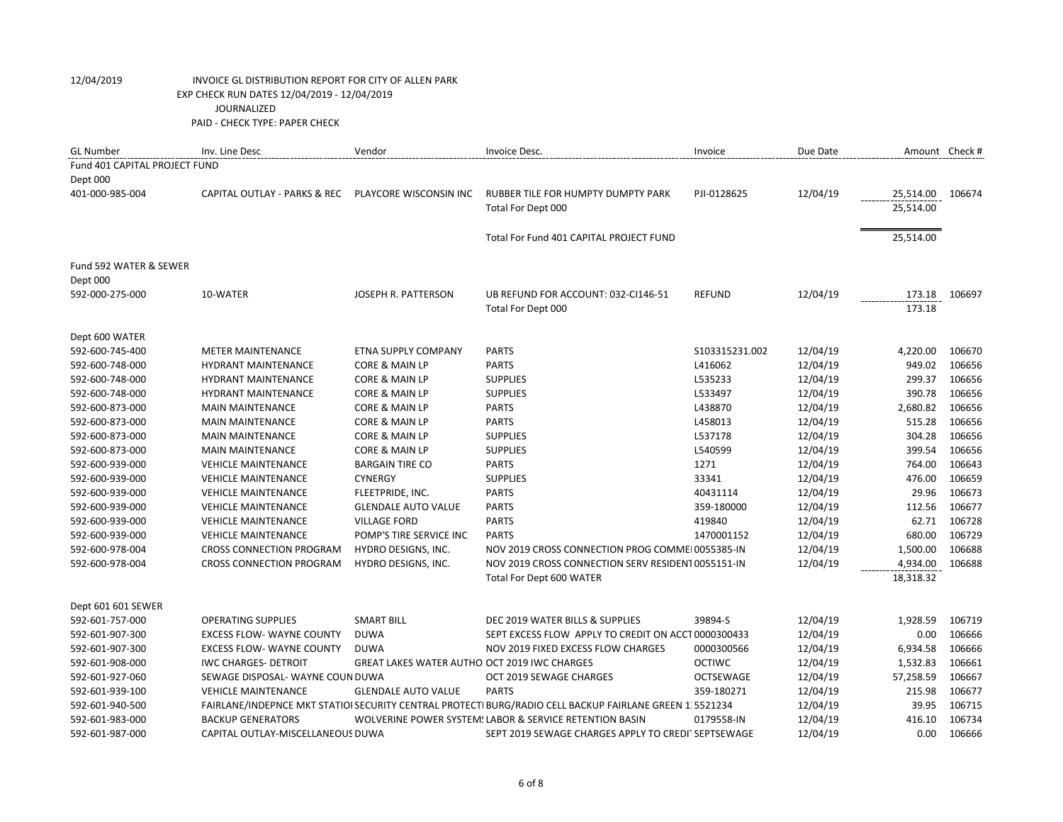12/04/2019 INVOICE GL DISTRIBUTION REPORT FOR CITY OF ALLEN PARK
EXP CHECK RUN DATES 12/04/2019 - 12/04/2019
JOURNALIZED
PAID - CHECK TYPE: PAPER CHECK

| GL Number | Inv. Line Desc | Vendor | Invoice Desc. | Invoice | Due Date | Amount | Check # |
|---|---|---|---|---|---|---|---|
| Fund 401 CAPITAL PROJECT FUND | | | | | | | |
| Dept 000 | | | | | | | |
| 401-000-985-004 | CAPITAL OUTLAY - PARKS & REC | PLAYCORE WISCONSIN INC | RUBBER TILE FOR HUMPTY DUMPTY PARK | PJI-0128625 | 12/04/19 | 25,514.00 | 106674 |
| | | | Total For Dept 000 | | | 25,514.00 | |
| | | | Total For Fund 401 CAPITAL PROJECT FUND | | | 25,514.00 | |
| Fund 592 WATER & SEWER | | | | | | | |
| Dept 000 | | | | | | | |
| 592-000-275-000 | 10-WATER | JOSEPH R. PATTERSON | UB REFUND FOR ACCOUNT: 032-CI146-51 | REFUND | 12/04/19 | 173.18 | 106697 |
| | | | Total For Dept 000 | | | 173.18 | |
| Dept 600 WATER | | | | | | | |
| 592-600-745-400 | METER MAINTENANCE | ETNA SUPPLY COMPANY | PARTS | S103315231.002 | 12/04/19 | 4,220.00 | 106670 |
| 592-600-748-000 | HYDRANT MAINTENANCE | CORE & MAIN LP | PARTS | L416062 | 12/04/19 | 949.02 | 106656 |
| 592-600-748-000 | HYDRANT MAINTENANCE | CORE & MAIN LP | SUPPLIES | L535233 | 12/04/19 | 299.37 | 106656 |
| 592-600-748-000 | HYDRANT MAINTENANCE | CORE & MAIN LP | SUPPLIES | L533497 | 12/04/19 | 390.78 | 106656 |
| 592-600-873-000 | MAIN MAINTENANCE | CORE & MAIN LP | PARTS | L438870 | 12/04/19 | 2,680.82 | 106656 |
| 592-600-873-000 | MAIN MAINTENANCE | CORE & MAIN LP | PARTS | L458013 | 12/04/19 | 515.28 | 106656 |
| 592-600-873-000 | MAIN MAINTENANCE | CORE & MAIN LP | SUPPLIES | L537178 | 12/04/19 | 304.28 | 106656 |
| 592-600-873-000 | MAIN MAINTENANCE | CORE & MAIN LP | SUPPLIES | L540599 | 12/04/19 | 399.54 | 106656 |
| 592-600-939-000 | VEHICLE MAINTENANCE | BARGAIN TIRE CO | PARTS | 1271 | 12/04/19 | 764.00 | 106643 |
| 592-600-939-000 | VEHICLE MAINTENANCE | CYNERGY | SUPPLIES | 33341 | 12/04/19 | 476.00 | 106659 |
| 592-600-939-000 | VEHICLE MAINTENANCE | FLEETPRIDE, INC. | PARTS | 40431114 | 12/04/19 | 29.96 | 106673 |
| 592-600-939-000 | VEHICLE MAINTENANCE | GLENDALE AUTO VALUE | PARTS | 359-180000 | 12/04/19 | 112.56 | 106677 |
| 592-600-939-000 | VEHICLE MAINTENANCE | VILLAGE FORD | PARTS | 419840 | 12/04/19 | 62.71 | 106728 |
| 592-600-939-000 | VEHICLE MAINTENANCE | POMP'S TIRE SERVICE INC | PARTS | 1470001152 | 12/04/19 | 680.00 | 106729 |
| 592-600-978-004 | CROSS CONNECTION PROGRAM | HYDRO DESIGNS, INC. | NOV 2019 CROSS CONNECTION PROG COMME | 0055385-IN | 12/04/19 | 1,500.00 | 106688 |
| 592-600-978-004 | CROSS CONNECTION PROGRAM | HYDRO DESIGNS, INC. | NOV 2019 CROSS CONNECTION SERV RESIDENT | 0055151-IN | 12/04/19 | 4,934.00 | 106688 |
| | | | Total For Dept 600 WATER | | | 18,318.32 | |
| Dept 601 601 SEWER | | | | | | | |
| 592-601-757-000 | OPERATING SUPPLIES | SMART BILL | DEC 2019 WATER BILLS & SUPPLIES | 39894-S | 12/04/19 | 1,928.59 | 106719 |
| 592-601-907-300 | EXCESS FLOW- WAYNE COUNTY | DUWA | SEPT EXCESS FLOW APPLY TO CREDIT ON ACCT | 0000300433 | 12/04/19 | 0.00 | 106666 |
| 592-601-907-300 | EXCESS FLOW- WAYNE COUNTY | DUWA | NOV 2019 FIXED EXCESS FLOW CHARGES | 0000300566 | 12/04/19 | 6,934.58 | 106666 |
| 592-601-908-000 | IWC CHARGES- DETROIT | GREAT LAKES WATER AUTHO | OCT 2019 IWC CHARGES | OCTIWC | 12/04/19 | 1,532.83 | 106661 |
| 592-601-927-060 | SEWAGE DISPOSAL- WAYNE COUN | DUWA | OCT 2019 SEWAGE CHARGES | OCTSEWAGE | 12/04/19 | 57,258.59 | 106667 |
| 592-601-939-100 | VEHICLE MAINTENANCE | GLENDALE AUTO VALUE | PARTS | 359-180271 | 12/04/19 | 215.98 | 106677 |
| 592-601-940-500 | FAIRLANE/INDEPNCE MKT STATIO | SECURITY CENTRAL PROTECTI | BURG/RADIO CELL BACKUP FAIRLANE GREEN 1 | 5521234 | 12/04/19 | 39.95 | 106715 |
| 592-601-983-000 | BACKUP GENERATORS | WOLVERINE POWER SYSTEM | LABOR & SERVICE RETENTION BASIN | 0179558-IN | 12/04/19 | 416.10 | 106734 |
| 592-601-987-000 | CAPITAL OUTLAY-MISCELLANEOUS | DUWA | SEPT 2019 SEWAGE CHARGES APPLY TO CREDIT | SEPTSEWAGE | 12/04/19 | 0.00 | 106666 |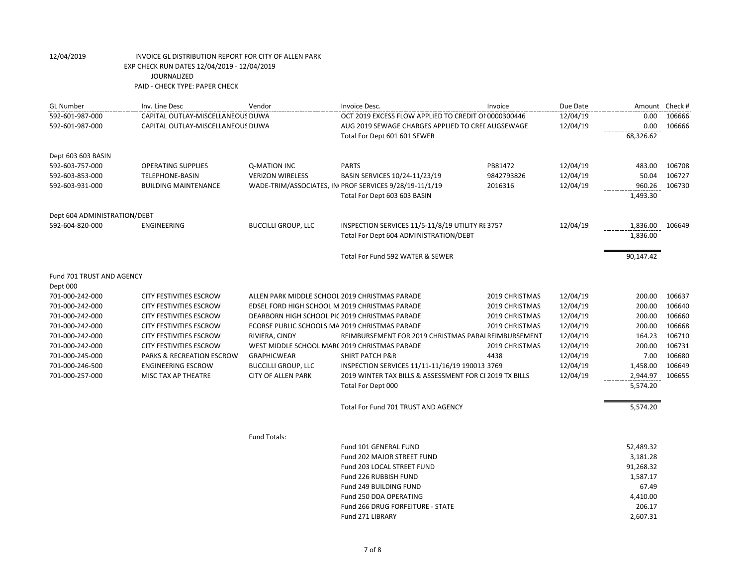12/04/2019 INVOICE GL DISTRIBUTION REPORT FOR CITY OF ALLEN PARK
EXP CHECK RUN DATES 12/04/2019 - 12/04/2019
JOURNALIZED
PAID - CHECK TYPE: PAPER CHECK

| GL Number | Inv. Line Desc | Vendor | Invoice Desc. | Invoice | Due Date | Amount | Check # |
|---|---|---|---|---|---|---|---|
| 592-601-987-000 | CAPITAL OUTLAY-MISCELLANEOUS | DUWA | OCT 2019 EXCESS FLOW APPLIED TO CREDIT ON | 0000300446 | 12/04/19 | 0.00 | 106666 |
| 592-601-987-000 | CAPITAL OUTLAY-MISCELLANEOUS | DUWA | AUG 2019 SEWAGE CHARGES APPLIED TO CRED | AUGSEWAGE | 12/04/19 | 0.00 | 106666 |
| | | | Total For Dept 601 601 SEWER | | | 68,326.62 | |
| Dept 603 603 BASIN | | | | | | | |
| 592-603-757-000 | OPERATING SUPPLIES | Q-MATION INC | PARTS | PB81472 | 12/04/19 | 483.00 | 106708 |
| 592-603-853-000 | TELEPHONE-BASIN | VERIZON WIRELESS | BASIN SERVICES 10/24-11/23/19 | 9842793826 | 12/04/19 | 50.04 | 106727 |
| 592-603-931-000 | BUILDING MAINTENANCE | WADE-TRIM/ASSOCIATES, IN | PROF SERVICES 9/28/19-11/1/19 | 2016316 | 12/04/19 | 960.26 | 106730 |
| | | | Total For Dept 603 603 BASIN | | | 1,493.30 | |
| Dept 604 ADMINISTRATION/DEBT | | | | | | | |
| 592-604-820-000 | ENGINEERING | BUCCILLI GROUP, LLC | INSPECTION SERVICES 11/5-11/8/19 UTILITY RE | 3757 | 12/04/19 | 1,836.00 | 106649 |
| | | | Total For Dept 604 ADMINISTRATION/DEBT | | | 1,836.00 | |
| | | | Total For Fund 592 WATER & SEWER | | | 90,147.42 | |
| Fund 701 TRUST AND AGENCY | | | | | | | |
| Dept 000 | | | | | | | |
| 701-000-242-000 | CITY FESTIVITIES ESCROW | ALLEN PARK MIDDLE SCHOOL | 2019 CHRISTMAS PARADE | 2019 CHRISTMAS | 12/04/19 | 200.00 | 106637 |
| 701-000-242-000 | CITY FESTIVITIES ESCROW | EDSEL FORD HIGH SCHOOL M | 2019 CHRISTMAS PARADE | 2019 CHRISTMAS | 12/04/19 | 200.00 | 106640 |
| 701-000-242-000 | CITY FESTIVITIES ESCROW | DEARBORN HIGH SCHOOL PIC | 2019 CHRISTMAS PARADE | 2019 CHRISTMAS | 12/04/19 | 200.00 | 106660 |
| 701-000-242-000 | CITY FESTIVITIES ESCROW | ECORSE PUBLIC SCHOOLS MA | 2019 CHRISTMAS PARADE | 2019 CHRISTMAS | 12/04/19 | 200.00 | 106668 |
| 701-000-242-000 | CITY FESTIVITIES ESCROW | RIVIERA, CINDY | REIMBURSEMENT FOR 2019 CHRISTMAS PARAI | REIMBURSEMENT | 12/04/19 | 164.23 | 106710 |
| 701-000-242-000 | CITY FESTIVITIES ESCROW | WEST MIDDLE SCHOOL MARC | 2019 CHRISTMAS PARADE | 2019 CHRISTMAS | 12/04/19 | 200.00 | 106731 |
| 701-000-245-000 | PARKS & RECREATION ESCROW | GRAPHICWEAR | SHIRT PATCH P&R | 4438 | 12/04/19 | 7.00 | 106680 |
| 701-000-246-500 | ENGINEERING ESCROW | BUCCILLI GROUP, LLC | INSPECTION SERVICES 11/11-11/16/19 190013 | 3769 | 12/04/19 | 1,458.00 | 106649 |
| 701-000-257-000 | MISC TAX AP THEATRE | CITY OF ALLEN PARK | 2019 WINTER TAX BILLS & ASSESSMENT FOR CI | 2019 TX BILLS | 12/04/19 | 2,944.97 | 106655 |
| | | | Total For Dept 000 | | | 5,574.20 | |
| | | | Total For Fund 701 TRUST AND AGENCY | | | 5,574.20 | |

Fund Totals:

| Fund | Amount |
|---|---|
| Fund 101 GENERAL FUND | 52,489.32 |
| Fund 202 MAJOR STREET FUND | 3,181.28 |
| Fund 203 LOCAL STREET FUND | 91,268.32 |
| Fund 226 RUBBISH FUND | 1,587.17 |
| Fund 249 BUILDING FUND | 67.49 |
| Fund 250 DDA OPERATING | 4,410.00 |
| Fund 266 DRUG FORFEITURE - STATE | 206.17 |
| Fund 271 LIBRARY | 2,607.31 |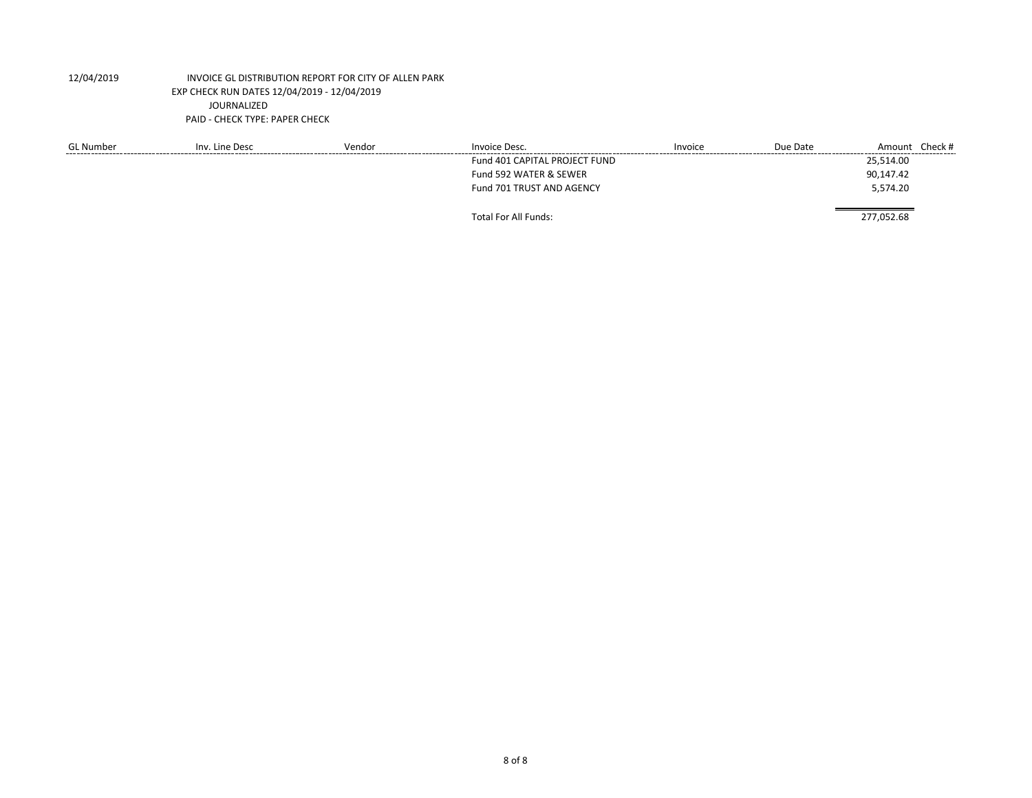12/04/2019 INVOICE GL DISTRIBUTION REPORT FOR CITY OF ALLEN PARK
EXP CHECK RUN DATES 12/04/2019 - 12/04/2019
JOURNALIZED
PAID - CHECK TYPE: PAPER CHECK

| GL Number | Inv. Line Desc | Vendor | Invoice Desc. | Invoice | Due Date | Amount | Check # |
|---|---|---|---|---|---|---|---|
| | | | Fund 401 CAPITAL PROJECT FUND | | | 25,514.00 | |
| | | | Fund 592 WATER & SEWER | | | 90,147.42 | |
| | | | Fund 701 TRUST AND AGENCY | | | 5,574.20 | |
| | | | Total For All Funds: | | | 277,052.68 | |